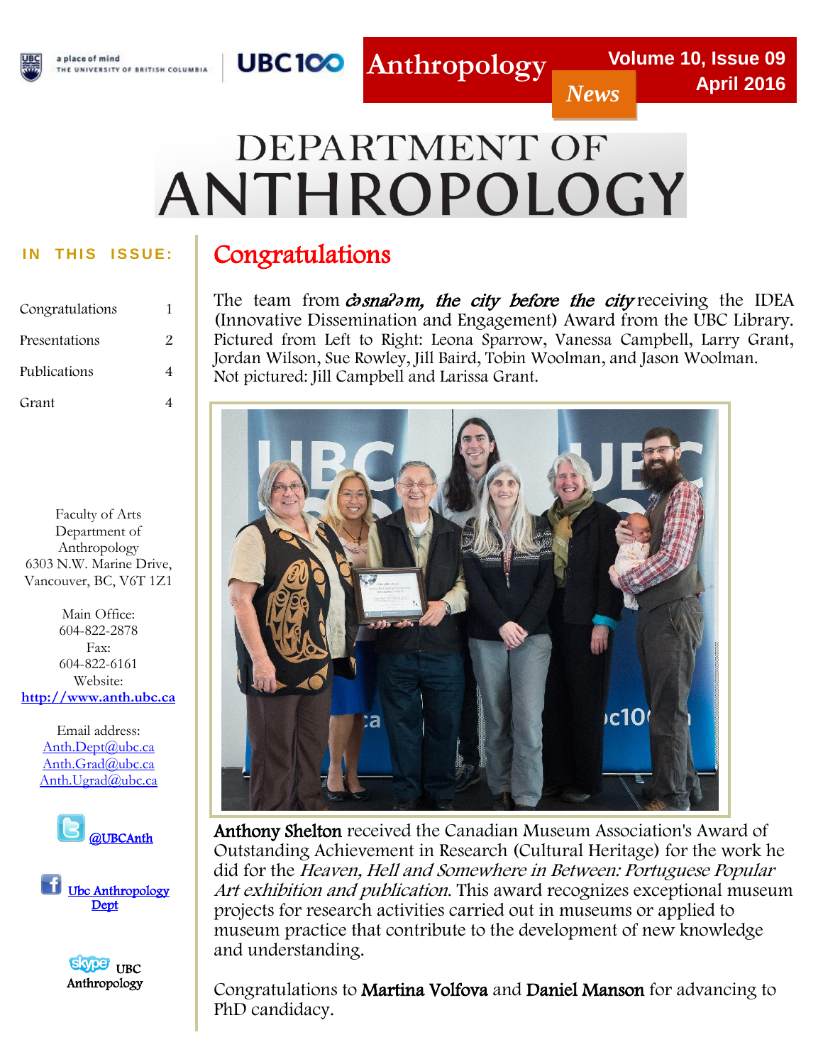# Anthropology News

Volume 10, Issue 09
April 2016

# DEPARTMENT OF ANTHROPOLOGY

**IN THIS ISSUE:**

| | |
|---|---|
| Congratulations | 1 |
| Presentations | 2 |
| Publications | 4 |
| Grant | 4 |

Faculty of Arts
Department of Anthropology
6303 N.W. Marine Drive,
Vancouver, BC, V6T 1Z1

Main Office:
604-822-2878
Fax:
604-822-6161
Website:
http://www.anth.ubc.ca

Email address:
Anth.Dept@ubc.ca
Anth.Grad@ubc.ca
Anth.Ugrad@ubc.ca

@UBCAnth

Ubc Anthropology Dept

UBC Anthropology

## Congratulations

The team from ***c̓əsnaʔəm, the city before the city*** receiving the IDEA (Innovative Dissemination and Engagement) Award from the UBC Library. Pictured from Left to Right: Leona Sparrow, Vanessa Campbell, Larry Grant, Jordan Wilson, Sue Rowley, Jill Baird, Tobin Woolman, and Jason Woolman. Not pictured: Jill Campbell and Larissa Grant.

**Anthony Shelton** received the Canadian Museum Association's Award of Outstanding Achievement in Research (Cultural Heritage) for the work he did for the *Heaven, Hell and Somewhere in Between: Portuguese Popular Art exhibition and publication.* This award recognizes exceptional museum projects for research activities carried out in museums or applied to museum practice that contribute to the development of new knowledge and understanding.

Congratulations to **Martina Volfova** and **Daniel Manson** for advancing to PhD candidacy.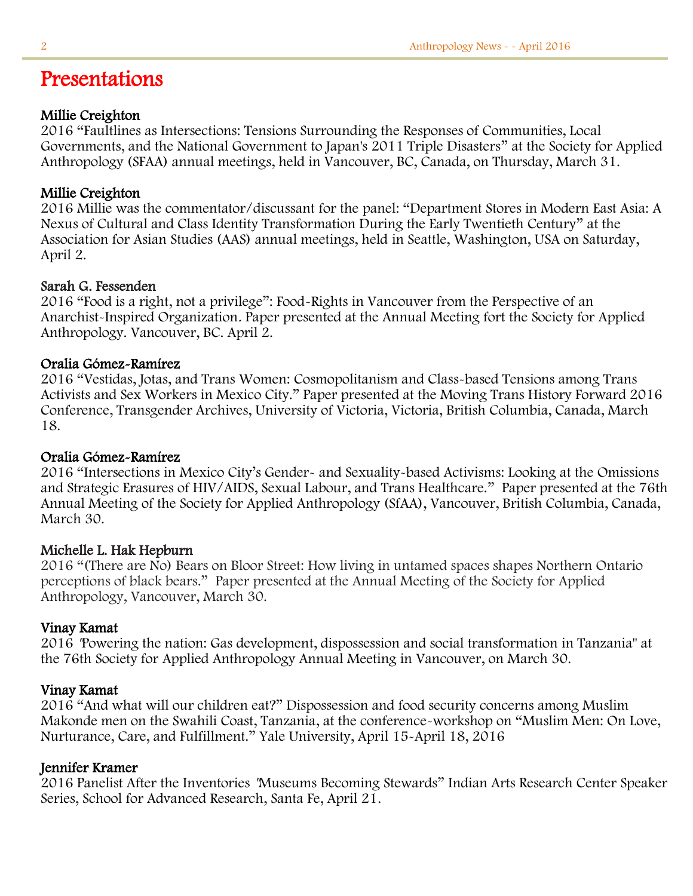# Presentations

**Millie Creighton**
2016 “Faultlines as Intersections: Tensions Surrounding the Responses of Communities, Local Governments, and the National Government to Japan's 2011 Triple Disasters” at the Society for Applied Anthropology (SFAA) annual meetings, held in Vancouver, BC, Canada, on Thursday, March 31.

**Millie Creighton**
2016 Millie was the commentator/discussant for the panel: “Department Stores in Modern East Asia: A Nexus of Cultural and Class Identity Transformation During the Early Twentieth Century” at the Association for Asian Studies (AAS) annual meetings, held in Seattle, Washington, USA on Saturday, April 2.

**Sarah G. Fessenden**
2016 “Food is a right, not a privilege”: Food-Rights in Vancouver from the Perspective of an Anarchist-Inspired Organization. Paper presented at the Annual Meeting fort the Society for Applied Anthropology. Vancouver, BC. April 2.

**Oralia Gómez-Ramírez**
2016 “Vestidas, Jotas, and Trans Women: Cosmopolitanism and Class-based Tensions among Trans Activists and Sex Workers in Mexico City.” Paper presented at the Moving Trans History Forward 2016 Conference, Transgender Archives, University of Victoria, Victoria, British Columbia, Canada, March 18.

**Oralia Gómez-Ramírez**
2016 “Intersections in Mexico City’s Gender- and Sexuality-based Activisms: Looking at the Omissions and Strategic Erasures of HIV/AIDS, Sexual Labour, and Trans Healthcare.” Paper presented at the 76th Annual Meeting of the Society for Applied Anthropology (SfAA), Vancouver, British Columbia, Canada, March 30.

**Michelle L. Hak Hepburn**
2016 “(There are No) Bears on Bloor Street: How living in untamed spaces shapes Northern Ontario perceptions of black bears.” Paper presented at the Annual Meeting of the Society for Applied Anthropology, Vancouver, March 30.

**Vinay Kamat**
2016 "Powering the nation: Gas development, dispossession and social transformation in Tanzania" at the 76th Society for Applied Anthropology Annual Meeting in Vancouver, on March 30.

**Vinay Kamat**
2016 “And what will our children eat?” Dispossession and food security concerns among Muslim Makonde men on the Swahili Coast, Tanzania, at the conference-workshop on “Muslim Men: On Love, Nurturance, Care, and Fulfillment.” Yale University, April 15-April 18, 2016

**Jennifer Kramer**
2016 Panelist After the Inventories "Museums Becoming Stewards” Indian Arts Research Center Speaker Series, School for Advanced Research, Santa Fe, April 21.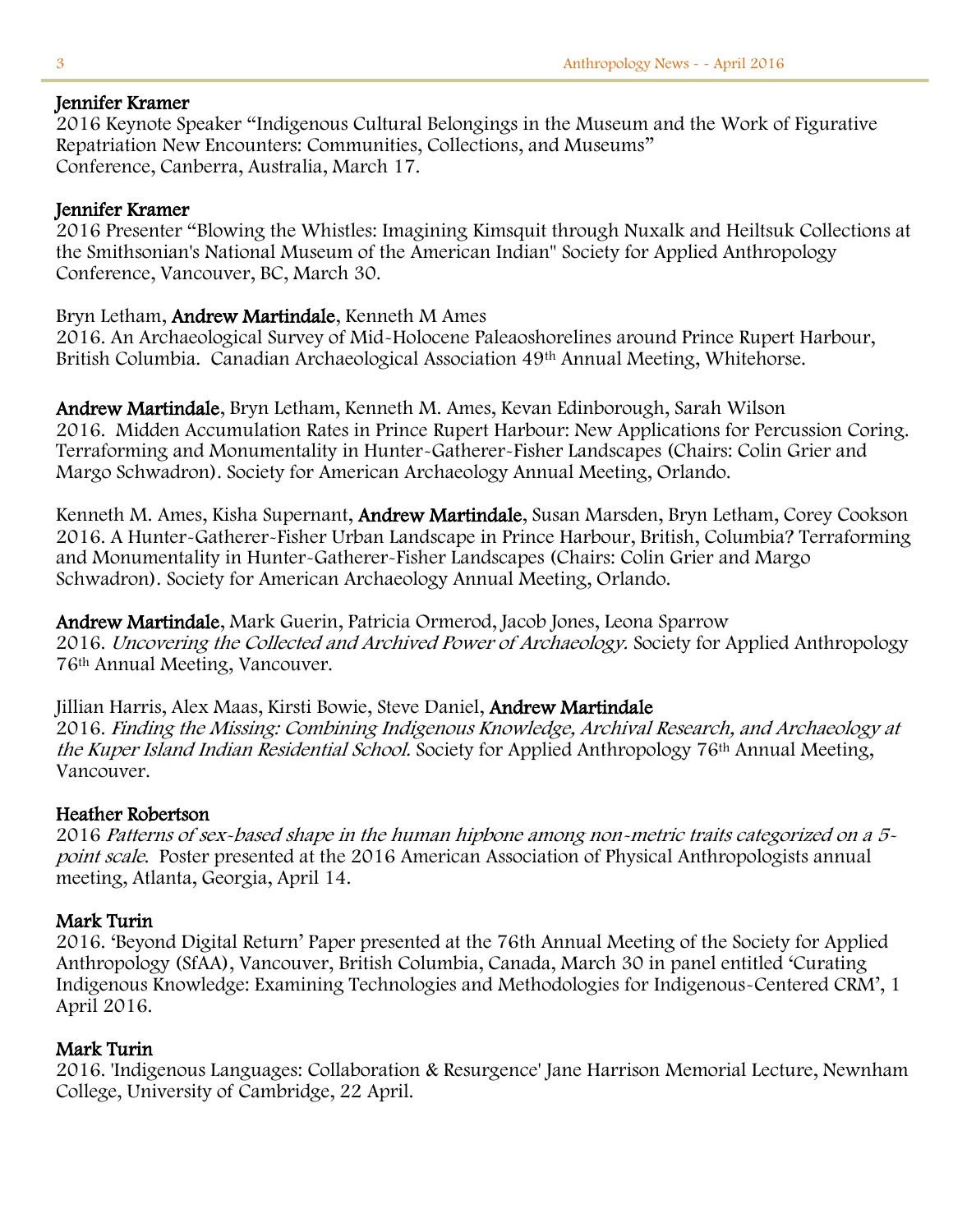**Jennifer Kramer**
2016 Keynote Speaker "Indigenous Cultural Belongings in the Museum and the Work of Figurative Repatriation New Encounters: Communities, Collections, and Museums" Conference, Canberra, Australia, March 17.

**Jennifer Kramer**
2016 Presenter "Blowing the Whistles: Imagining Kimsquit through Nuxalk and Heiltsuk Collections at the Smithsonian's National Museum of the American Indian" Society for Applied Anthropology Conference, Vancouver, BC, March 30.

Bryn Letham, **Andrew Martindale**, Kenneth M Ames
2016. An Archaeological Survey of Mid-Holocene Paleaoshorelines around Prince Rupert Harbour, British Columbia. Canadian Archaeological Association 49th Annual Meeting, Whitehorse.

**Andrew Martindale**, Bryn Letham, Kenneth M. Ames, Kevan Edinborough, Sarah Wilson
2016. Midden Accumulation Rates in Prince Rupert Harbour: New Applications for Percussion Coring. Terraforming and Monumentality in Hunter-Gatherer-Fisher Landscapes (Chairs: Colin Grier and Margo Schwadron). Society for American Archaeology Annual Meeting, Orlando.

Kenneth M. Ames, Kisha Supernant, **Andrew Martindale**, Susan Marsden, Bryn Letham, Corey Cookson
2016. A Hunter-Gatherer-Fisher Urban Landscape in Prince Harbour, British, Columbia? Terraforming and Monumentality in Hunter-Gatherer-Fisher Landscapes (Chairs: Colin Grier and Margo Schwadron). Society for American Archaeology Annual Meeting, Orlando.

**Andrew Martindale**, Mark Guerin, Patricia Ormerod, Jacob Jones, Leona Sparrow
2016. *Uncovering the Collected and Archived Power of Archaeology.* Society for Applied Anthropology 76th Annual Meeting, Vancouver.

Jillian Harris, Alex Maas, Kirsti Bowie, Steve Daniel, **Andrew Martindale**
2016. *Finding the Missing: Combining Indigenous Knowledge, Archival Research, and Archaeology at the Kuper Island Indian Residential School.* Society for Applied Anthropology 76th Annual Meeting, Vancouver.

**Heather Robertson**
2016 *Patterns of sex-based shape in the human hipbone among non-metric traits categorized on a 5-point scale.* Poster presented at the 2016 American Association of Physical Anthropologists annual meeting, Atlanta, Georgia, April 14.

**Mark Turin**
2016. 'Beyond Digital Return' Paper presented at the 76th Annual Meeting of the Society for Applied Anthropology (SfAA), Vancouver, British Columbia, Canada, March 30 in panel entitled 'Curating Indigenous Knowledge: Examining Technologies and Methodologies for Indigenous-Centered CRM', 1 April 2016.

**Mark Turin**
2016. 'Indigenous Languages: Collaboration & Resurgence' Jane Harrison Memorial Lecture, Newnham College, University of Cambridge, 22 April.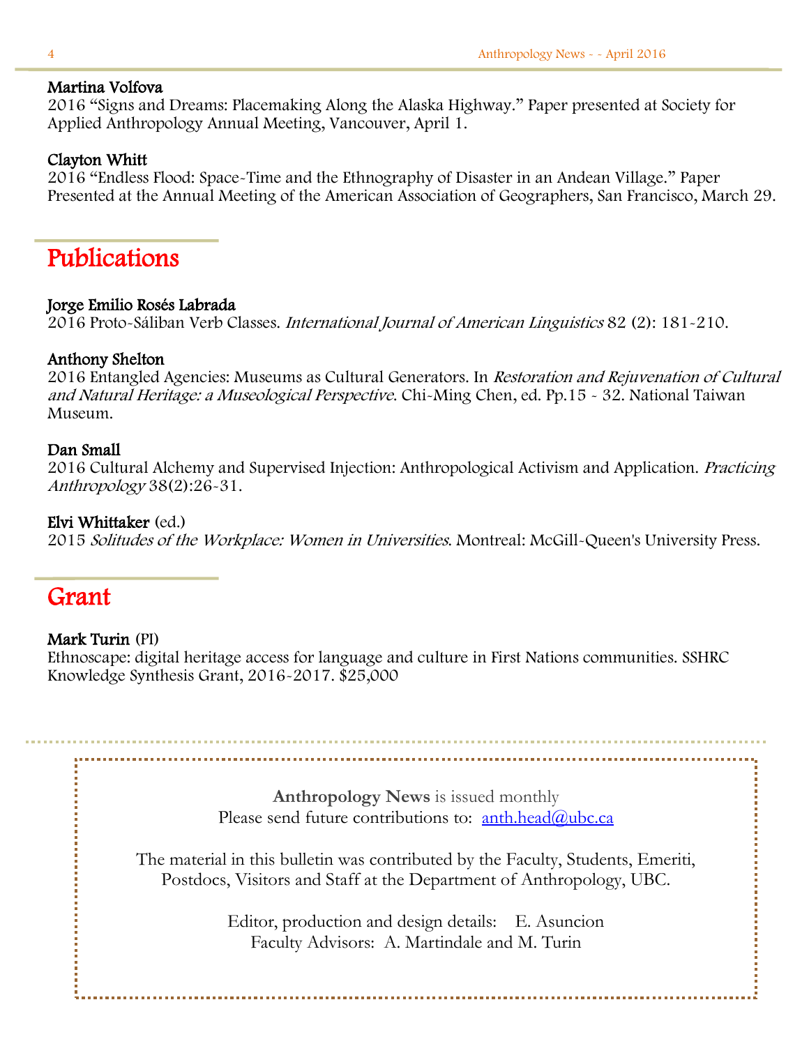**Martina Volfova**
2016 "Signs and Dreams: Placemaking Along the Alaska Highway." Paper presented at Society for Applied Anthropology Annual Meeting, Vancouver, April 1.

**Clayton Whitt**
2016 "Endless Flood: Space-Time and the Ethnography of Disaster in an Andean Village." Paper Presented at the Annual Meeting of the American Association of Geographers, San Francisco, March 29.

## Publications

**Jorge Emilio Rosés Labrada**
2016 Proto-Sáliban Verb Classes. *International Journal of American Linguistics* 82 (2): 181-210.

**Anthony Shelton**
2016 Entangled Agencies: Museums as Cultural Generators. In *Restoration and Rejuvenation of Cultural and Natural Heritage: a Museological Perspective*. Chi-Ming Chen, ed. Pp.15 - 32. National Taiwan Museum.

**Dan Small**
2016 Cultural Alchemy and Supervised Injection: Anthropological Activism and Application. *Practicing Anthropology* 38(2):26-31.

**Elvi Whittaker** (ed.)
2015 *Solitudes of the Workplace: Women in Universities*. Montreal: McGill-Queen's University Press.

## Grant

**Mark Turin** (PI)
Ethnoscape: digital heritage access for language and culture in First Nations communities. SSHRC Knowledge Synthesis Grant, 2016-2017. $25,000

**Anthropology News** is issued monthly
Please send future contributions to: anth.head@ubc.ca

The material in this bulletin was contributed by the Faculty, Students, Emeriti, Postdocs, Visitors and Staff at the Department of Anthropology, UBC.

Editor, production and design details: E. Asuncion
Faculty Advisors: A. Martindale and M. Turin